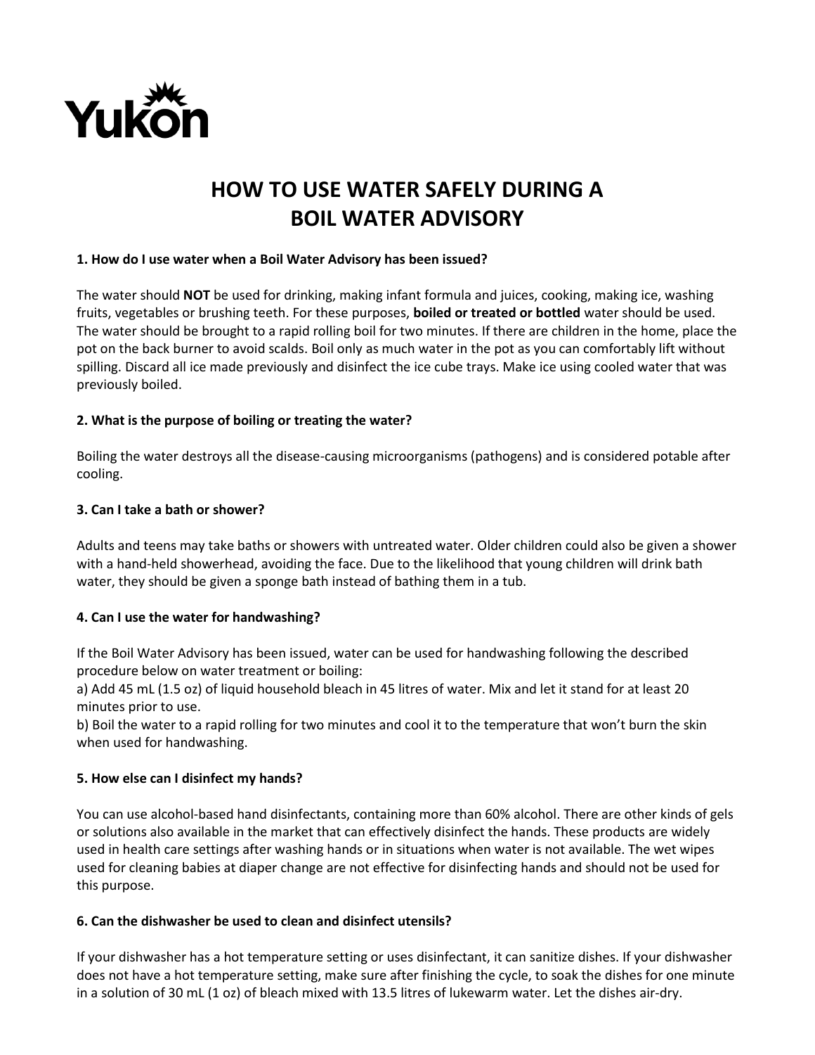Yukon

# HOW TO USE WATER SAFELY DURING A BOIL WATER ADVISORY

**1. How do I use water when a Boil Water Advisory has been issued?**

The water should **NOT** be used for drinking, making infant formula and juices, cooking, making ice, washing fruits, vegetables or brushing teeth. For these purposes, **boiled or treated or bottled** water should be used. The water should be brought to a rapid rolling boil for two minutes. If there are children in the home, place the pot on the back burner to avoid scalds. Boil only as much water in the pot as you can comfortably lift without spilling. Discard all ice made previously and disinfect the ice cube trays. Make ice using cooled water that was previously boiled.

**2. What is the purpose of boiling or treating the water?**

Boiling the water destroys all the disease-causing microorganisms (pathogens) and is considered potable after cooling.

**3. Can I take a bath or shower?**

Adults and teens may take baths or showers with untreated water. Older children could also be given a shower with a hand-held showerhead, avoiding the face. Due to the likelihood that young children will drink bath water, they should be given a sponge bath instead of bathing them in a tub.

**4. Can I use the water for handwashing?**

If the Boil Water Advisory has been issued, water can be used for handwashing following the described procedure below on water treatment or boiling:
a) Add 45 mL (1.5 oz) of liquid household bleach in 45 litres of water. Mix and let it stand for at least 20 minutes prior to use.
b) Boil the water to a rapid rolling for two minutes and cool it to the temperature that won't burn the skin when used for handwashing.

**5. How else can I disinfect my hands?**

You can use alcohol-based hand disinfectants, containing more than 60% alcohol. There are other kinds of gels or solutions also available in the market that can effectively disinfect the hands. These products are widely used in health care settings after washing hands or in situations when water is not available. The wet wipes used for cleaning babies at diaper change are not effective for disinfecting hands and should not be used for this purpose.

**6. Can the dishwasher be used to clean and disinfect utensils?**

If your dishwasher has a hot temperature setting or uses disinfectant, it can sanitize dishes. If your dishwasher does not have a hot temperature setting, make sure after finishing the cycle, to soak the dishes for one minute in a solution of 30 mL (1 oz) of bleach mixed with 13.5 litres of lukewarm water. Let the dishes air-dry.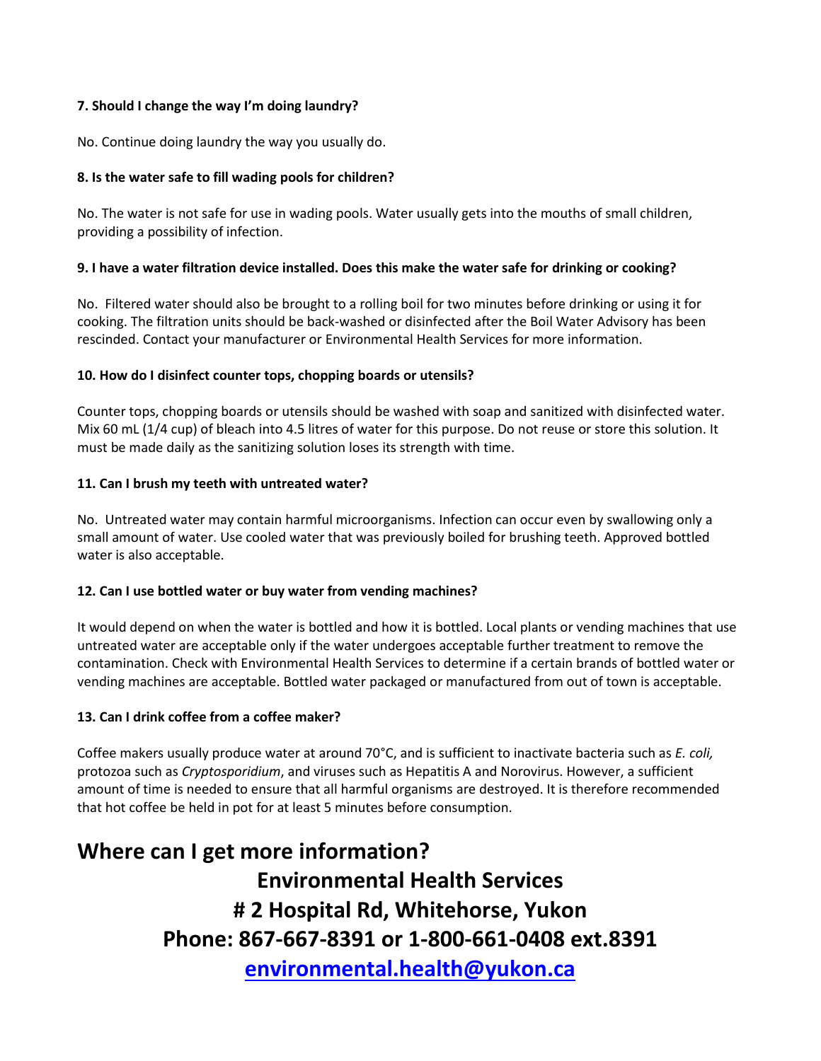**7. Should I change the way I'm doing laundry?**

No. Continue doing laundry the way you usually do.

**8. Is the water safe to fill wading pools for children?**

No. The water is not safe for use in wading pools. Water usually gets into the mouths of small children, providing a possibility of infection.

**9. I have a water filtration device installed. Does this make the water safe for drinking or cooking?**

No. Filtered water should also be brought to a rolling boil for two minutes before drinking or using it for cooking. The filtration units should be back-washed or disinfected after the Boil Water Advisory has been rescinded. Contact your manufacturer or Environmental Health Services for more information.

**10. How do I disinfect counter tops, chopping boards or utensils?**

Counter tops, chopping boards or utensils should be washed with soap and sanitized with disinfected water. Mix 60 mL (1/4 cup) of bleach into 4.5 litres of water for this purpose. Do not reuse or store this solution. It must be made daily as the sanitizing solution loses its strength with time.

**11. Can I brush my teeth with untreated water?**

No. Untreated water may contain harmful microorganisms. Infection can occur even by swallowing only a small amount of water. Use cooled water that was previously boiled for brushing teeth. Approved bottled water is also acceptable.

**12. Can I use bottled water or buy water from vending machines?**

It would depend on when the water is bottled and how it is bottled. Local plants or vending machines that use untreated water are acceptable only if the water undergoes acceptable further treatment to remove the contamination. Check with Environmental Health Services to determine if a certain brands of bottled water or vending machines are acceptable. Bottled water packaged or manufactured from out of town is acceptable.

**13. Can I drink coffee from a coffee maker?**

Coffee makers usually produce water at around 70°C, and is sufficient to inactivate bacteria such as *E. coli,* protozoa such as *Cryptosporidium*, and viruses such as Hepatitis A and Norovirus. However, a sufficient amount of time is needed to ensure that all harmful organisms are destroyed. It is therefore recommended that hot coffee be held in pot for at least 5 minutes before consumption.

# Where can I get more information?

**Environmental Health Services**

**# 2 Hospital Rd, Whitehorse, Yukon**

**Phone: 867-667-8391 or 1-800-661-0408 ext.8391**

**environmental.health@yukon.ca**